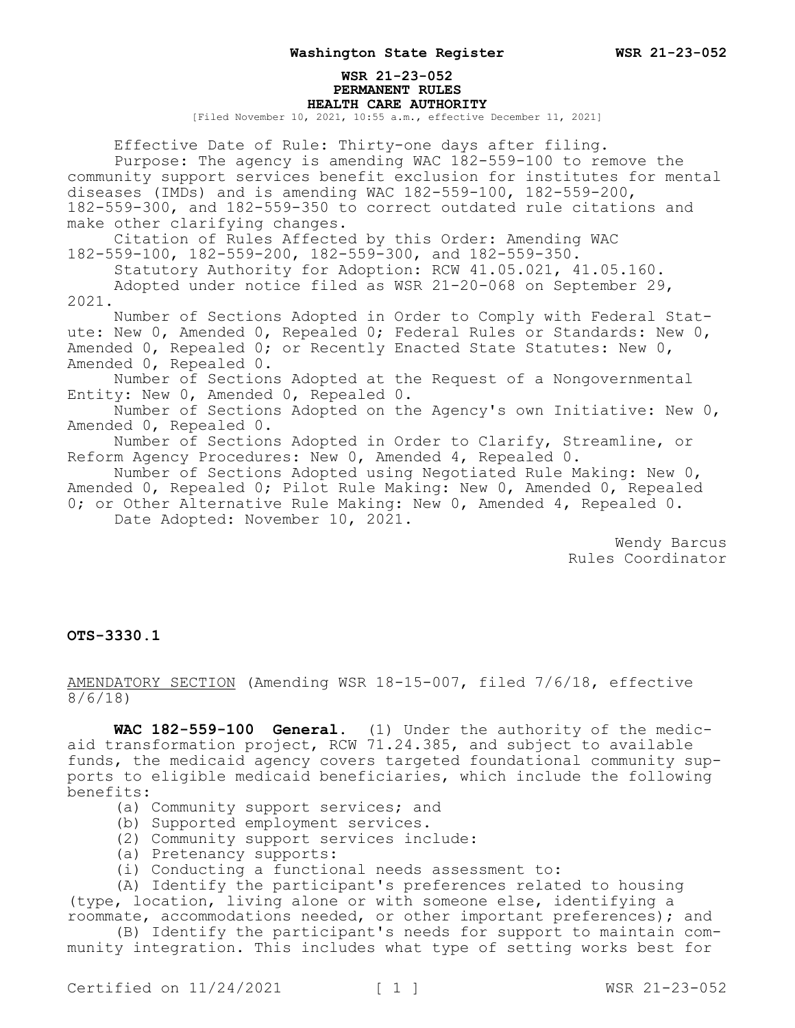**WSR 21-23-052**
**PERMANENT RULES**
**HEALTH CARE AUTHORITY**

[Filed November 10, 2021, 10:55 a.m., effective December 11, 2021]

Effective Date of Rule: Thirty-one days after filing.

Purpose: The agency is amending WAC 182-559-100 to remove the community support services benefit exclusion for institutes for mental diseases (IMDs) and is amending WAC 182-559-100, 182-559-200, 182-559-300, and 182-559-350 to correct outdated rule citations and make other clarifying changes.

Citation of Rules Affected by this Order: Amending WAC 182-559-100, 182-559-200, 182-559-300, and 182-559-350.

Statutory Authority for Adoption: RCW 41.05.021, 41.05.160.

Adopted under notice filed as WSR 21-20-068 on September 29, 2021.

Number of Sections Adopted in Order to Comply with Federal Statute: New 0, Amended 0, Repealed 0; Federal Rules or Standards: New 0, Amended 0, Repealed 0; or Recently Enacted State Statutes: New 0, Amended 0, Repealed 0.

Number of Sections Adopted at the Request of a Nongovernmental Entity: New 0, Amended 0, Repealed 0.

Number of Sections Adopted on the Agency's own Initiative: New 0, Amended 0, Repealed 0.

Number of Sections Adopted in Order to Clarify, Streamline, or Reform Agency Procedures: New 0, Amended 4, Repealed 0.

Number of Sections Adopted using Negotiated Rule Making: New 0, Amended 0, Repealed 0; Pilot Rule Making: New 0, Amended 0, Repealed 0; or Other Alternative Rule Making: New 0, Amended 4, Repealed 0.

Date Adopted: November 10, 2021.

Wendy Barcus
Rules Coordinator

**OTS-3330.1**

AMENDATORY SECTION (Amending WSR 18-15-007, filed 7/6/18, effective 8/6/18)

**WAC 182-559-100 General.** (1) Under the authority of the medicaid transformation project, RCW 71.24.385, and subject to available funds, the medicaid agency covers targeted foundational community supports to eligible medicaid beneficiaries, which include the following benefits:

(a) Community support services; and

(b) Supported employment services.

(2) Community support services include:

(a) Pretenancy supports:

(i) Conducting a functional needs assessment to:

(A) Identify the participant's preferences related to housing (type, location, living alone or with someone else, identifying a roommate, accommodations needed, or other important preferences); and

(B) Identify the participant's needs for support to maintain community integration. This includes what type of setting works best for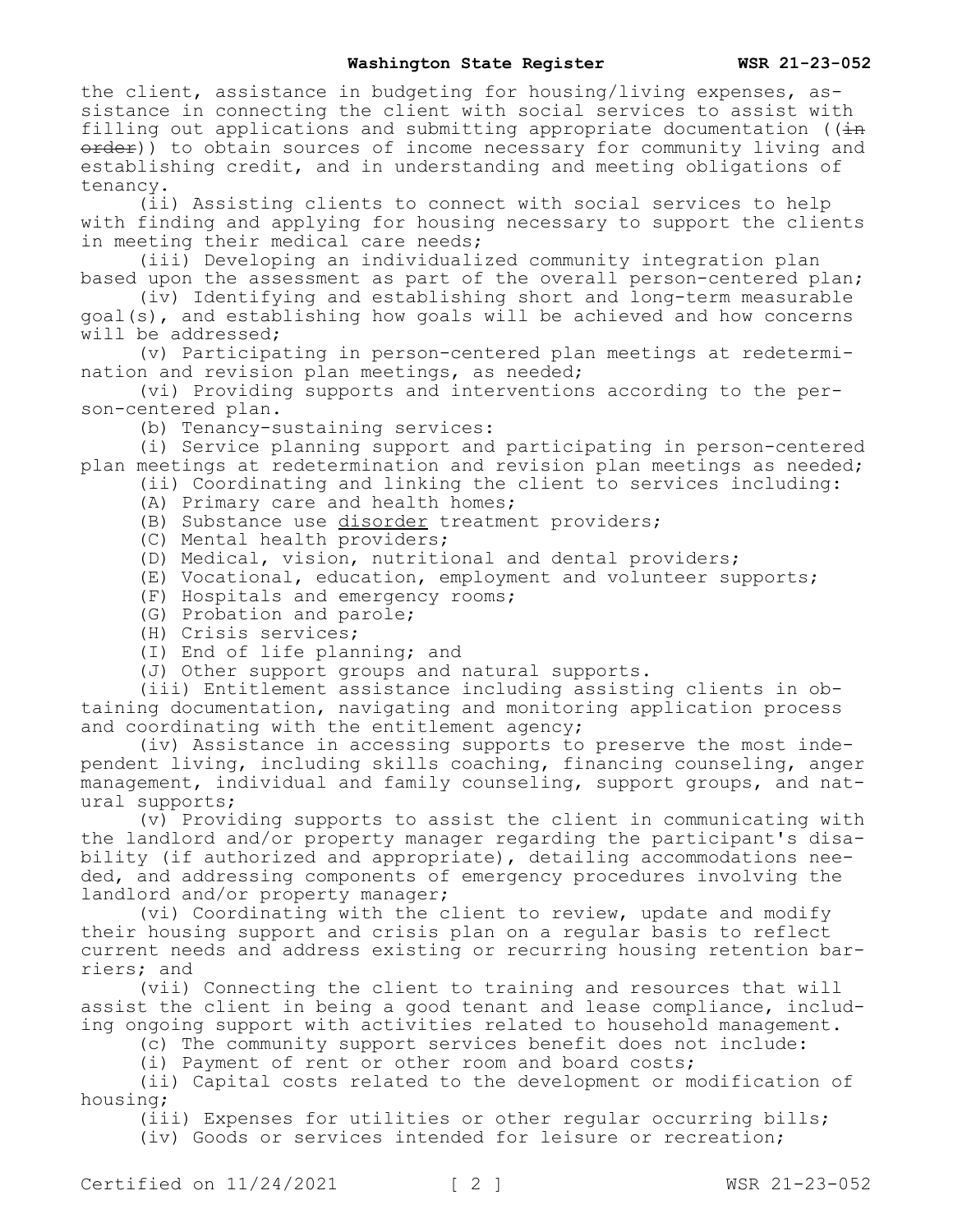the client, assistance in budgeting for housing/living expenses, assistance in connecting the client with social services to assist with filling out applications and submitting appropriate documentation ((~~in order~~)) to obtain sources of income necessary for community living and establishing credit, and in understanding and meeting obligations of tenancy.

(ii) Assisting clients to connect with social services to help with finding and applying for housing necessary to support the clients in meeting their medical care needs;

(iii) Developing an individualized community integration plan based upon the assessment as part of the overall person-centered plan;

(iv) Identifying and establishing short and long-term measurable goal(s), and establishing how goals will be achieved and how concerns will be addressed;

(v) Participating in person-centered plan meetings at redetermination and revision plan meetings, as needed;

(vi) Providing supports and interventions according to the person-centered plan.

(b) Tenancy-sustaining services:

(i) Service planning support and participating in person-centered plan meetings at redetermination and revision plan meetings as needed;

(ii) Coordinating and linking the client to services including:

(A) Primary care and health homes;

(B) Substance use <u>disorder</u> treatment providers;

(C) Mental health providers;

(D) Medical, vision, nutritional and dental providers;

(E) Vocational, education, employment and volunteer supports;

(F) Hospitals and emergency rooms;

(G) Probation and parole;

(H) Crisis services;

(I) End of life planning; and

(J) Other support groups and natural supports.

(iii) Entitlement assistance including assisting clients in obtaining documentation, navigating and monitoring application process and coordinating with the entitlement agency;

(iv) Assistance in accessing supports to preserve the most independent living, including skills coaching, financing counseling, anger management, individual and family counseling, support groups, and natural supports;

(v) Providing supports to assist the client in communicating with the landlord and/or property manager regarding the participant's disability (if authorized and appropriate), detailing accommodations needed, and addressing components of emergency procedures involving the landlord and/or property manager;

(vi) Coordinating with the client to review, update and modify their housing support and crisis plan on a regular basis to reflect current needs and address existing or recurring housing retention barriers; and

(vii) Connecting the client to training and resources that will assist the client in being a good tenant and lease compliance, including ongoing support with activities related to household management.

(c) The community support services benefit does not include:

(i) Payment of rent or other room and board costs;

(ii) Capital costs related to the development or modification of housing;

(iii) Expenses for utilities or other regular occurring bills;

(iv) Goods or services intended for leisure or recreation;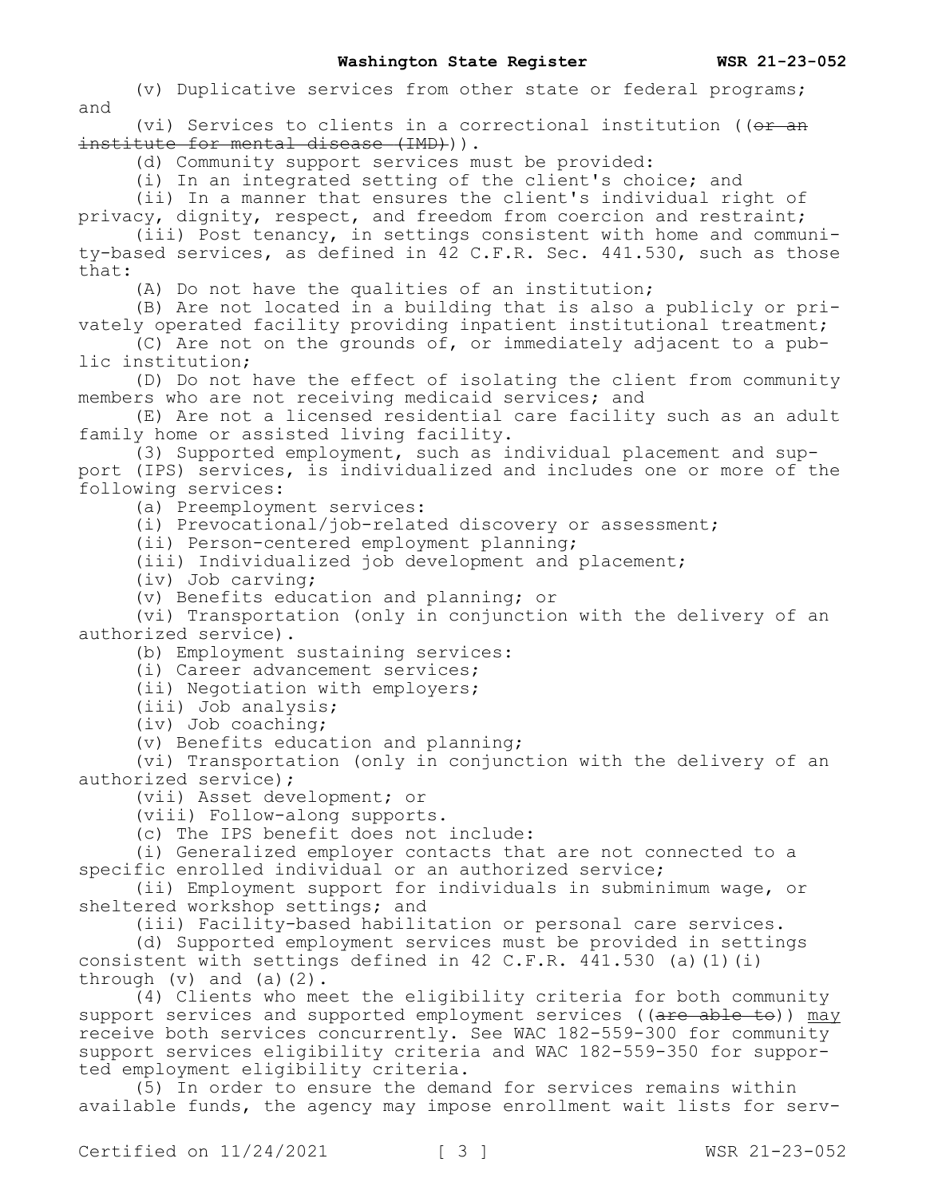(v) Duplicative services from other state or federal programs; and

(vi) Services to clients in a correctional institution ((~~or an institute for mental disease (IMD)~~)).

(d) Community support services must be provided:

(i) In an integrated setting of the client's choice; and

(ii) In a manner that ensures the client's individual right of privacy, dignity, respect, and freedom from coercion and restraint;

(iii) Post tenancy, in settings consistent with home and community-based services, as defined in 42 C.F.R. Sec. 441.530, such as those that:

(A) Do not have the qualities of an institution;

(B) Are not located in a building that is also a publicly or privately operated facility providing inpatient institutional treatment;

(C) Are not on the grounds of, or immediately adjacent to a public institution;

(D) Do not have the effect of isolating the client from community members who are not receiving medicaid services; and

(E) Are not a licensed residential care facility such as an adult family home or assisted living facility.

(3) Supported employment, such as individual placement and support (IPS) services, is individualized and includes one or more of the following services:

(a) Preemployment services:

(i) Prevocational/job-related discovery or assessment;

(ii) Person-centered employment planning;

(iii) Individualized job development and placement;

(iv) Job carving;

(v) Benefits education and planning; or

(vi) Transportation (only in conjunction with the delivery of an authorized service).

(b) Employment sustaining services:

(i) Career advancement services;

(ii) Negotiation with employers;

(iii) Job analysis;

(iv) Job coaching;

(v) Benefits education and planning;

(vi) Transportation (only in conjunction with the delivery of an authorized service);

(vii) Asset development; or

(viii) Follow-along supports.

(c) The IPS benefit does not include:

(i) Generalized employer contacts that are not connected to a specific enrolled individual or an authorized service;

(ii) Employment support for individuals in subminimum wage, or sheltered workshop settings; and

(iii) Facility-based habilitation or personal care services.

(d) Supported employment services must be provided in settings consistent with settings defined in 42 C.F.R. 441.530 (a)(1)(i) through (v) and (a)(2).

(4) Clients who meet the eligibility criteria for both community support services and supported employment services ((~~are able to~~)) <u>may</u> receive both services concurrently. See WAC 182-559-300 for community support services eligibility criteria and WAC 182-559-350 for supported employment eligibility criteria.

(5) In order to ensure the demand for services remains within available funds, the agency may impose enrollment wait lists for serv-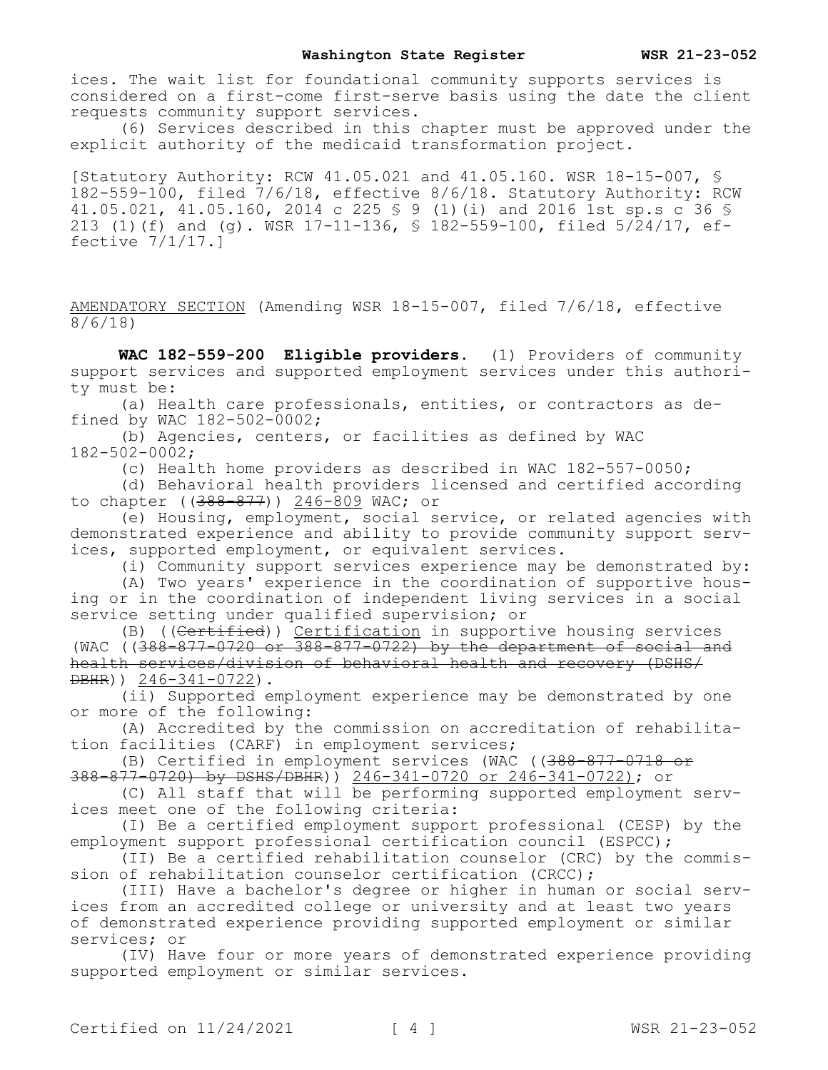ices. The wait list for foundational community supports services is considered on a first-come first-serve basis using the date the client requests community support services.

(6) Services described in this chapter must be approved under the explicit authority of the medicaid transformation project.

[Statutory Authority: RCW 41.05.021 and 41.05.160. WSR 18-15-007, § 182-559-100, filed 7/6/18, effective 8/6/18. Statutory Authority: RCW 41.05.021, 41.05.160, 2014 c 225 § 9 (1)(i) and 2016 1st sp.s c 36 § 213 (1)(f) and (g). WSR 17-11-136, § 182-559-100, filed 5/24/17, effective 7/1/17.]

<u>AMENDATORY SECTION</u> (Amending WSR 18-15-007, filed 7/6/18, effective 8/6/18)

**WAC 182-559-200 Eligible providers.** (1) Providers of community support services and supported employment services under this authority must be:

(a) Health care professionals, entities, or contractors as defined by WAC 182-502-0002;

(b) Agencies, centers, or facilities as defined by WAC 182-502-0002;

(c) Health home providers as described in WAC 182-557-0050;

(d) Behavioral health providers licensed and certified according to chapter ((~~388-877~~)) <u>246-809</u> WAC; or

(e) Housing, employment, social service, or related agencies with demonstrated experience and ability to provide community support services, supported employment, or equivalent services.

(i) Community support services experience may be demonstrated by:

(A) Two years' experience in the coordination of supportive housing or in the coordination of independent living services in a social service setting under qualified supervision; or

(B) ((~~Certified~~)) <u>Certification</u> in supportive housing services (WAC ((~~388-877-0720 or 388-877-0722) by the department of social and health services/division of behavioral health and recovery (DSHS/DBHR~~)) <u>246-341-0722</u>).

(ii) Supported employment experience may be demonstrated by one or more of the following:

(A) Accredited by the commission on accreditation of rehabilitation facilities (CARF) in employment services;

(B) Certified in employment services (WAC ((~~388-877-0718 or 388-877-0720) by DSHS/DBHR~~)) <u>246-341-0720 or 246-341-0722)</u>; or

(C) All staff that will be performing supported employment services meet one of the following criteria:

(I) Be a certified employment support professional (CESP) by the employment support professional certification council (ESPCC);

(II) Be a certified rehabilitation counselor (CRC) by the commission of rehabilitation counselor certification (CRCC);

(III) Have a bachelor's degree or higher in human or social services from an accredited college or university and at least two years of demonstrated experience providing supported employment or similar services; or

(IV) Have four or more years of demonstrated experience providing supported employment or similar services.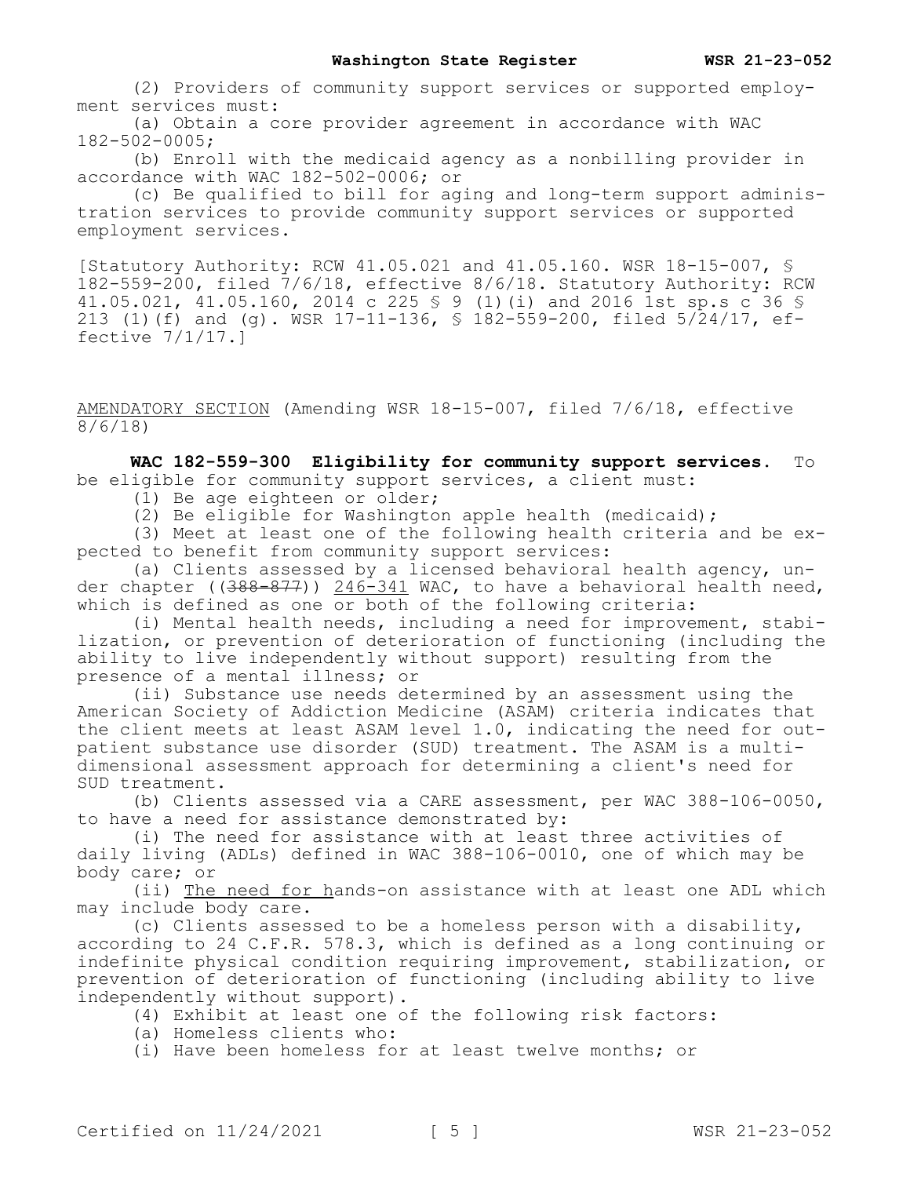(2) Providers of community support services or supported employment services must:

(a) Obtain a core provider agreement in accordance with WAC 182-502-0005;

(b) Enroll with the medicaid agency as a nonbilling provider in accordance with WAC 182-502-0006; or

(c) Be qualified to bill for aging and long-term support administration services to provide community support services or supported employment services.

[Statutory Authority: RCW 41.05.021 and 41.05.160. WSR 18-15-007, § 182-559-200, filed 7/6/18, effective 8/6/18. Statutory Authority: RCW 41.05.021, 41.05.160, 2014 c 225 § 9 (1)(i) and 2016 1st sp.s c 36 § 213 (1)(f) and (g). WSR 17-11-136, § 182-559-200, filed 5/24/17, effective 7/1/17.]

AMENDATORY SECTION (Amending WSR 18-15-007, filed 7/6/18, effective 8/6/18)

**WAC 182-559-300 Eligibility for community support services.** To be eligible for community support services, a client must:

(1) Be age eighteen or older;

(2) Be eligible for Washington apple health (medicaid);

(3) Meet at least one of the following health criteria and be expected to benefit from community support services:

(a) Clients assessed by a licensed behavioral health agency, under chapter ((~~388-877~~)) 246-341 WAC, to have a behavioral health need, which is defined as one or both of the following criteria:

(i) Mental health needs, including a need for improvement, stabilization, or prevention of deterioration of functioning (including the ability to live independently without support) resulting from the presence of a mental illness; or

(ii) Substance use needs determined by an assessment using the American Society of Addiction Medicine (ASAM) criteria indicates that the client meets at least ASAM level 1.0, indicating the need for outpatient substance use disorder (SUD) treatment. The ASAM is a multidimensional assessment approach for determining a client's need for SUD treatment.

(b) Clients assessed via a CARE assessment, per WAC 388-106-0050, to have a need for assistance demonstrated by:

(i) The need for assistance with at least three activities of daily living (ADLs) defined in WAC 388-106-0010, one of which may be body care; or

(ii) The need for hands-on assistance with at least one ADL which may include body care.

(c) Clients assessed to be a homeless person with a disability, according to 24 C.F.R. 578.3, which is defined as a long continuing or indefinite physical condition requiring improvement, stabilization, or prevention of deterioration of functioning (including ability to live independently without support).

(4) Exhibit at least one of the following risk factors:

(a) Homeless clients who:

(i) Have been homeless for at least twelve months; or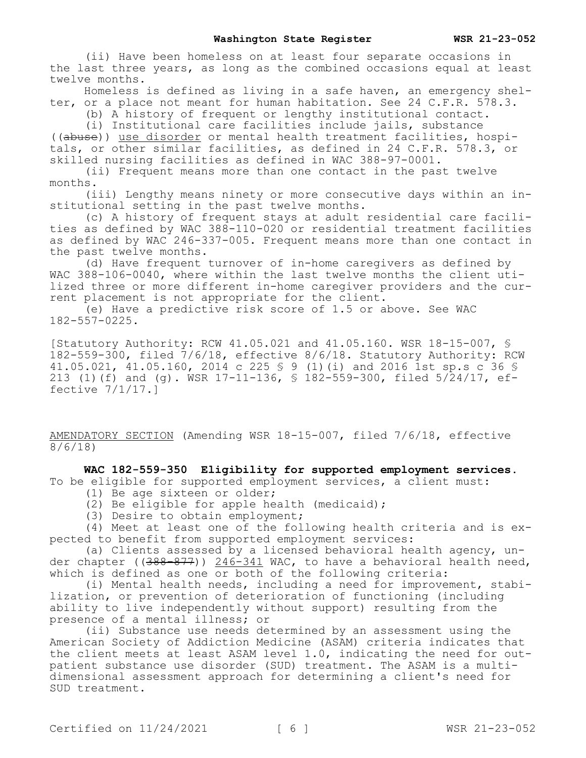(ii) Have been homeless on at least four separate occasions in the last three years, as long as the combined occasions equal at least twelve months.

Homeless is defined as living in a safe haven, an emergency shelter, or a place not meant for human habitation. See 24 C.F.R. 578.3.

(b) A history of frequent or lengthy institutional contact.

(i) Institutional care facilities include jails, substance ((~~abuse~~)) <u>use disorder</u> or mental health treatment facilities, hospitals, or other similar facilities, as defined in 24 C.F.R. 578.3, or skilled nursing facilities as defined in WAC 388-97-0001.

(ii) Frequent means more than one contact in the past twelve months.

(iii) Lengthy means ninety or more consecutive days within an institutional setting in the past twelve months.

(c) A history of frequent stays at adult residential care facilities as defined by WAC 388-110-020 or residential treatment facilities as defined by WAC 246-337-005. Frequent means more than one contact in the past twelve months.

(d) Have frequent turnover of in-home caregivers as defined by WAC 388-106-0040, where within the last twelve months the client utilized three or more different in-home caregiver providers and the current placement is not appropriate for the client.

(e) Have a predictive risk score of 1.5 or above. See WAC 182-557-0225.

[Statutory Authority: RCW 41.05.021 and 41.05.160. WSR 18-15-007, § 182-559-300, filed 7/6/18, effective 8/6/18. Statutory Authority: RCW 41.05.021, 41.05.160, 2014 c 225 § 9 (1)(i) and 2016 1st sp.s c 36 § 213 (1)(f) and (g). WSR 17-11-136, § 182-559-300, filed 5/24/17, effective 7/1/17.]

<u>AMENDATORY SECTION</u> (Amending WSR 18-15-007, filed 7/6/18, effective 8/6/18)

**WAC 182-559-350 Eligibility for supported employment services.** To be eligible for supported employment services, a client must:

(1) Be age sixteen or older;

(2) Be eligible for apple health (medicaid);

(3) Desire to obtain employment;

(4) Meet at least one of the following health criteria and is expected to benefit from supported employment services:

(a) Clients assessed by a licensed behavioral health agency, under chapter ((~~388-877~~)) <u>246-341</u> WAC, to have a behavioral health need, which is defined as one or both of the following criteria:

(i) Mental health needs, including a need for improvement, stabilization, or prevention of deterioration of functioning (including ability to live independently without support) resulting from the presence of a mental illness; or

(ii) Substance use needs determined by an assessment using the American Society of Addiction Medicine (ASAM) criteria indicates that the client meets at least ASAM level 1.0, indicating the need for outpatient substance use disorder (SUD) treatment. The ASAM is a multidimensional assessment approach for determining a client's need for SUD treatment.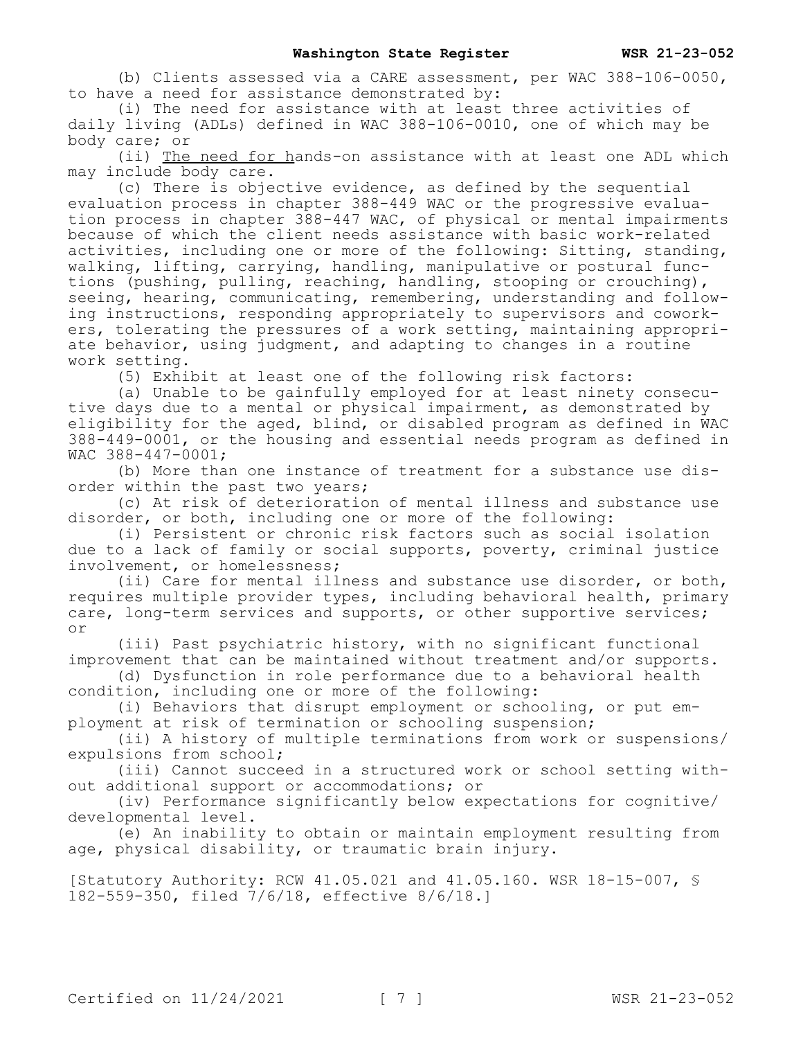(b) Clients assessed via a CARE assessment, per WAC 388-106-0050, to have a need for assistance demonstrated by:

(i) The need for assistance with at least three activities of daily living (ADLs) defined in WAC 388-106-0010, one of which may be body care; or

(ii) <u>The need for h</u>ands-on assistance with at least one ADL which may include body care.

(c) There is objective evidence, as defined by the sequential evaluation process in chapter 388-449 WAC or the progressive evaluation process in chapter 388-447 WAC, of physical or mental impairments because of which the client needs assistance with basic work-related activities, including one or more of the following: Sitting, standing, walking, lifting, carrying, handling, manipulative or postural functions (pushing, pulling, reaching, handling, stooping or crouching), seeing, hearing, communicating, remembering, understanding and following instructions, responding appropriately to supervisors and coworkers, tolerating the pressures of a work setting, maintaining appropriate behavior, using judgment, and adapting to changes in a routine work setting.

(5) Exhibit at least one of the following risk factors:

(a) Unable to be gainfully employed for at least ninety consecutive days due to a mental or physical impairment, as demonstrated by eligibility for the aged, blind, or disabled program as defined in WAC 388-449-0001, or the housing and essential needs program as defined in WAC 388-447-0001;

(b) More than one instance of treatment for a substance use disorder within the past two years;

(c) At risk of deterioration of mental illness and substance use disorder, or both, including one or more of the following:

(i) Persistent or chronic risk factors such as social isolation due to a lack of family or social supports, poverty, criminal justice involvement, or homelessness;

(ii) Care for mental illness and substance use disorder, or both, requires multiple provider types, including behavioral health, primary care, long-term services and supports, or other supportive services; or

(iii) Past psychiatric history, with no significant functional improvement that can be maintained without treatment and/or supports.

(d) Dysfunction in role performance due to a behavioral health condition, including one or more of the following:

(i) Behaviors that disrupt employment or schooling, or put employment at risk of termination or schooling suspension;

(ii) A history of multiple terminations from work or suspensions/expulsions from school;

(iii) Cannot succeed in a structured work or school setting without additional support or accommodations; or

(iv) Performance significantly below expectations for cognitive/developmental level.

(e) An inability to obtain or maintain employment resulting from age, physical disability, or traumatic brain injury.

[Statutory Authority: RCW 41.05.021 and 41.05.160. WSR 18-15-007, § 182-559-350, filed 7/6/18, effective 8/6/18.]